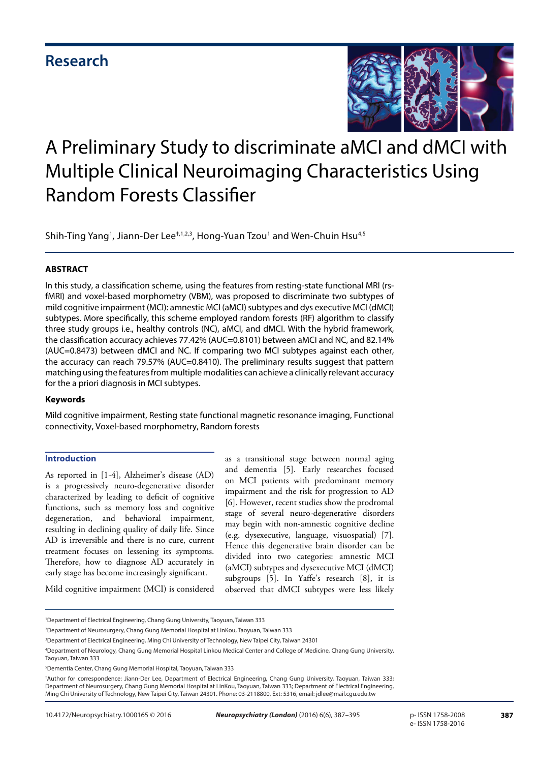Research

# A Preliminary Study to discriminate aMCI and dMCI with Multiple Clinical Neuroimaging Characteristics Using Random Forests Classifier

Shih-Ting Yang[1], Jiann-Der Lee[†,1,2,3], Hong-Yuan Tzou[1] and Wen-Chuin Hsu[4,5]

## ABSTRACT

In this study, a classification scheme, using the features from resting-state functional MRI (rs-fMRI) and voxel-based morphometry (VBM), was proposed to discriminate two subtypes of mild cognitive impairment (MCI): amnestic MCI (aMCI) subtypes and dys executive MCI (dMCI) subtypes. More specifically, this scheme employed random forests (RF) algorithm to classify three study groups i.e., healthy controls (NC), aMCI, and dMCI. With the hybrid framework, the classification accuracy achieves 77.42% (AUC=0.8101) between aMCI and NC, and 82.14% (AUC=0.8473) between dMCI and NC. If comparing two MCI subtypes against each other, the accuracy can reach 79.57% (AUC=0.8410). The preliminary results suggest that pattern matching using the features from multiple modalities can achieve a clinically relevant accuracy for the a priori diagnosis in MCI subtypes.

### Keywords

Mild cognitive impairment, Resting state functional magnetic resonance imaging, Functional connectivity, Voxel-based morphometry, Random forests

## Introduction

As reported in [1-4], Alzheimer's disease (AD) is a progressively neuro-degenerative disorder characterized by leading to deficit of cognitive functions, such as memory loss and cognitive degeneration, and behavioral impairment, resulting in declining quality of daily life. Since AD is irreversible and there is no cure, current treatment focuses on lessening its symptoms. Therefore, how to diagnose AD accurately in early stage has become increasingly significant.

Mild cognitive impairment (MCI) is considered as a transitional stage between normal aging and dementia [5]. Early researches focused on MCI patients with predominant memory impairment and the risk for progression to AD [6]. However, recent studies show the prodromal stage of several neuro-degenerative disorders may begin with non-amnestic cognitive decline (e.g. dysexecutive, language, visuospatial) [7]. Hence this degenerative brain disorder can be divided into two categories: amnestic MCI (aMCI) subtypes and dysexecutive MCI (dMCI) subgroups [5]. In Yaffe's research [8], it is observed that dMCI subtypes were less likely

[1]Department of Electrical Engineering, Chang Gung University, Taoyuan, Taiwan 333

[2]Department of Neurosurgery, Chang Gung Memorial Hospital at LinKou, Taoyuan, Taiwan 333

[3]Department of Electrical Engineering, Ming Chi University of Technology, New Taipei City, Taiwan 24301

[4]Department of Neurology, Chang Gung Memorial Hospital Linkou Medical Center and College of Medicine, Chang Gung University, Taoyuan, Taiwan 333

[5]Dementia Center, Chang Gung Memorial Hospital, Taoyuan, Taiwan 333

[†]Author for correspondence: Jiann-Der Lee, Department of Electrical Engineering, Chang Gung University, Taoyuan, Taiwan 333; Department of Neurosurgery, Chang Gung Memorial Hospital at LinKou, Taoyuan, Taiwan 333; Department of Electrical Engineering, Ming Chi University of Technology, New Taipei City, Taiwan 24301. Phone: 03-2118800, Ext: 5316, email: jdlee@mail.cgu.edu.tw

10.4172/Neuropsychiatry.1000165 © 2016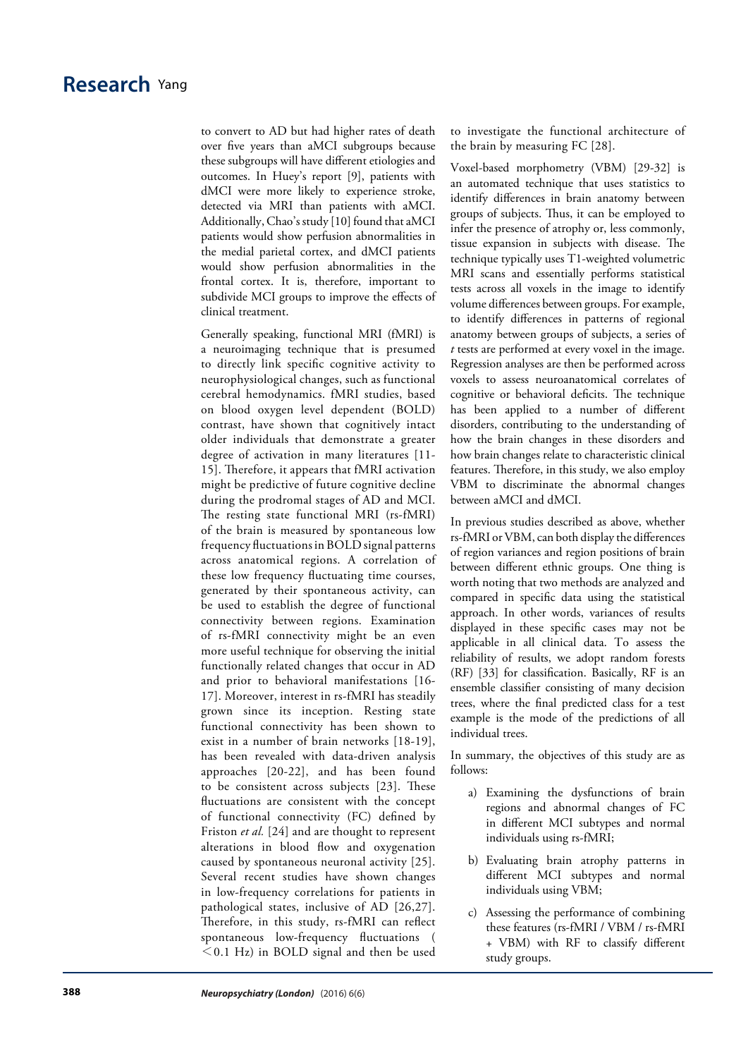to convert to AD but had higher rates of death over five years than aMCI subgroups because these subgroups will have different etiologies and outcomes. In Huey's report [9], patients with dMCI were more likely to experience stroke, detected via MRI than patients with aMCI. Additionally, Chao's study [10] found that aMCI patients would show perfusion abnormalities in the medial parietal cortex, and dMCI patients would show perfusion abnormalities in the frontal cortex. It is, therefore, important to subdivide MCI groups to improve the effects of clinical treatment.

Generally speaking, functional MRI (fMRI) is a neuroimaging technique that is presumed to directly link specific cognitive activity to neurophysiological changes, such as functional cerebral hemodynamics. fMRI studies, based on blood oxygen level dependent (BOLD) contrast, have shown that cognitively intact older individuals that demonstrate a greater degree of activation in many literatures [11-15]. Therefore, it appears that fMRI activation might be predictive of future cognitive decline during the prodromal stages of AD and MCI. The resting state functional MRI (rs-fMRI) of the brain is measured by spontaneous low frequency fluctuations in BOLD signal patterns across anatomical regions. A correlation of these low frequency fluctuating time courses, generated by their spontaneous activity, can be used to establish the degree of functional connectivity between regions. Examination of rs-fMRI connectivity might be an even more useful technique for observing the initial functionally related changes that occur in AD and prior to behavioral manifestations [16-17]. Moreover, interest in rs-fMRI has steadily grown since its inception. Resting state functional connectivity has been shown to exist in a number of brain networks [18-19], has been revealed with data-driven analysis approaches [20-22], and has been found to be consistent across subjects [23]. These fluctuations are consistent with the concept of functional connectivity (FC) defined by Friston *et al.* [24] and are thought to represent alterations in blood flow and oxygenation caused by spontaneous neuronal activity [25]. Several recent studies have shown changes in low-frequency correlations for patients in pathological states, inclusive of AD [26,27]. Therefore, in this study, rs-fMRI can reflect spontaneous low-frequency fluctuations ( $<0.1$ Hz) in BOLD signal and then be used to investigate the functional architecture of the brain by measuring FC [28].

Voxel-based morphometry (VBM) [29-32] is an automated technique that uses statistics to identify differences in brain anatomy between groups of subjects. Thus, it can be employed to infer the presence of atrophy or, less commonly, tissue expansion in subjects with disease. The technique typically uses T1-weighted volumetric MRI scans and essentially performs statistical tests across all voxels in the image to identify volume differences between groups. For example, to identify differences in patterns of regional anatomy between groups of subjects, a series of *t* tests are performed at every voxel in the image. Regression analyses are then be performed across voxels to assess neuroanatomical correlates of cognitive or behavioral deficits. The technique has been applied to a number of different disorders, contributing to the understanding of how the brain changes in these disorders and how brain changes relate to characteristic clinical features. Therefore, in this study, we also employ VBM to discriminate the abnormal changes between aMCI and dMCI.

In previous studies described as above, whether rs-fMRI or VBM, can both display the differences of region variances and region positions of brain between different ethnic groups. One thing is worth noting that two methods are analyzed and compared in specific data using the statistical approach. In other words, variances of results displayed in these specific cases may not be applicable in all clinical data. To assess the reliability of results, we adopt random forests (RF) [33] for classification. Basically, RF is an ensemble classifier consisting of many decision trees, where the final predicted class for a test example is the mode of the predictions of all individual trees.

In summary, the objectives of this study are as follows:

a) Examining the dysfunctions of brain regions and abnormal changes of FC in different MCI subtypes and normal individuals using rs-fMRI;

b) Evaluating brain atrophy patterns in different MCI subtypes and normal individuals using VBM;

c) Assessing the performance of combining these features (rs-fMRI / VBM / rs-fMRI + VBM) with RF to classify different study groups.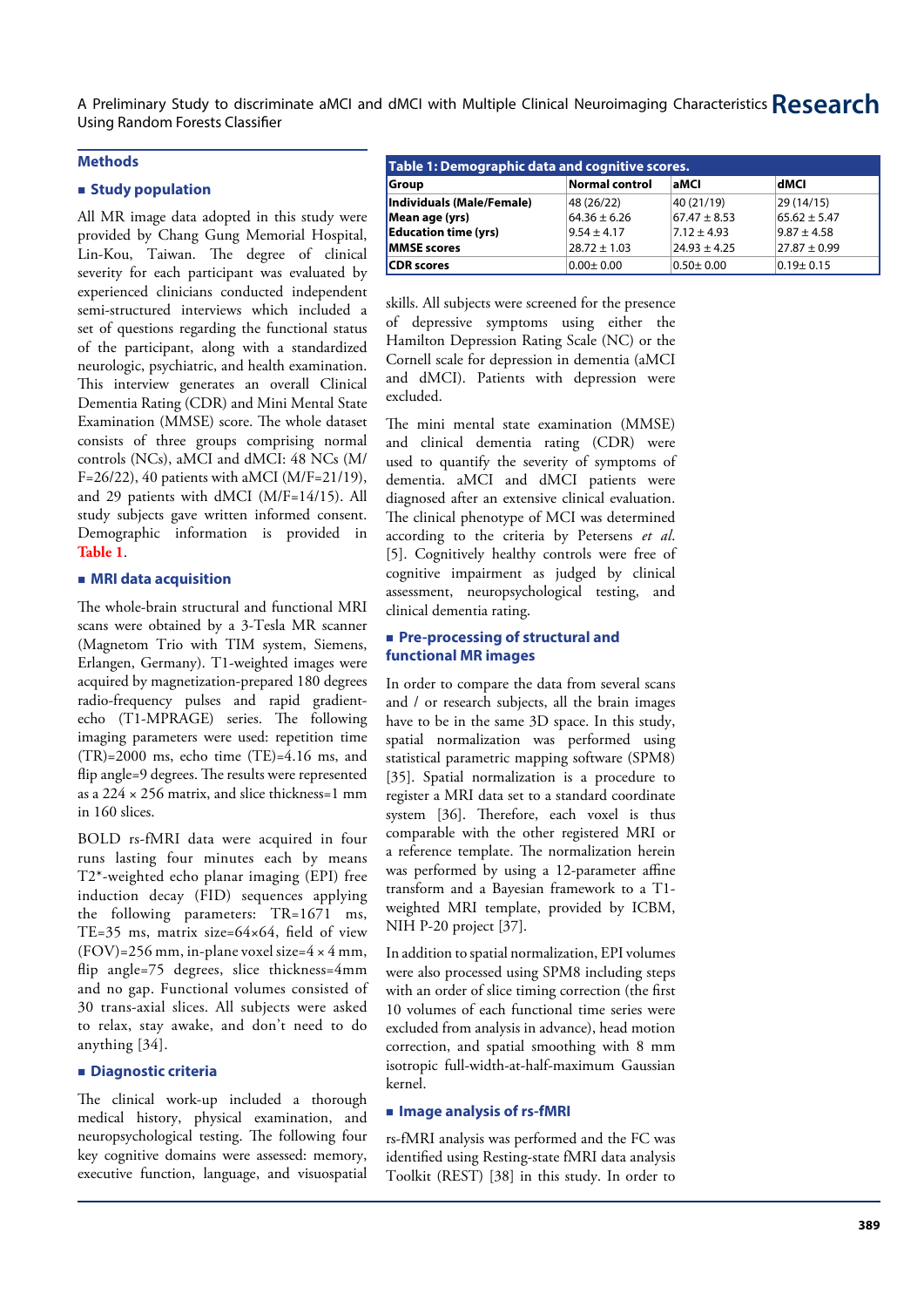## Methods

### Study population

All MR image data adopted in this study were provided by Chang Gung Memorial Hospital, Lin-Kou, Taiwan. The degree of clinical severity for each participant was evaluated by experienced clinicians conducted independent semi-structured interviews which included a set of questions regarding the functional status of the participant, along with a standardized neurologic, psychiatric, and health examination. This interview generates an overall Clinical Dementia Rating (CDR) and Mini Mental State Examination (MMSE) score. The whole dataset consists of three groups comprising normal controls (NCs), aMCI and dMCI: 48 NCs (M/F=26/22), 40 patients with aMCI (M/F=21/19), and 29 patients with dMCI (M/F=14/15). All study subjects gave written informed consent. Demographic information is provided in Table 1.

### MRI data acquisition

The whole-brain structural and functional MRI scans were obtained by a 3-Tesla MR scanner (Magnetom Trio with TIM system, Siemens, Erlangen, Germany). T1-weighted images were acquired by magnetization-prepared 180 degrees radio-frequency pulses and rapid gradient-echo (T1-MPRAGE) series. The following imaging parameters were used: repetition time (TR)=2000 ms, echo time (TE)=4.16 ms, and flip angle=9 degrees. The results were represented as a 224 × 256 matrix, and slice thickness=1 mm in 160 slices.

BOLD rs-fMRI data were acquired in four runs lasting four minutes each by means T2*-weighted echo planar imaging (EPI) free induction decay (FID) sequences applying the following parameters: TR=1671 ms, TE=35 ms, matrix size=64×64, field of view (FOV)=256 mm, in-plane voxel size=4 × 4 mm, flip angle=75 degrees, slice thickness=4mm and no gap. Functional volumes consisted of 30 trans-axial slices. All subjects were asked to relax, stay awake, and don't need to do anything [34].

### Diagnostic criteria

The clinical work-up included a thorough medical history, physical examination, and neuropsychological testing. The following four key cognitive domains were assessed: memory, executive function, language, and visuospatial skills. All subjects were screened for the presence of depressive symptoms using either the Hamilton Depression Rating Scale (NC) or the Cornell scale for depression in dementia (aMCI and dMCI). Patients with depression were excluded.

**Table 1: Demographic data and cognitive scores.**

| Group | Normal control | aMCI | dMCI |
|---|---|---|---|
| Individuals (Male/Female) | 48 (26/22) | 40 (21/19) | 29 (14/15) |
| Mean age (yrs) | 64.36 ± 6.26 | 67.47 ± 8.53 | 65.62 ± 5.47 |
| Education time (yrs) | 9.54 ± 4.17 | 7.12 ± 4.93 | 9.87 ± 4.58 |
| MMSE scores | 28.72 ± 1.03 | 24.93 ± 4.25 | 27.87 ± 0.99 |
| CDR scores | 0.00± 0.00 | 0.50± 0.00 | 0.19± 0.15 |

The mini mental state examination (MMSE) and clinical dementia rating (CDR) were used to quantify the severity of symptoms of dementia. aMCI and dMCI patients were diagnosed after an extensive clinical evaluation. The clinical phenotype of MCI was determined according to the criteria by Petersens *et al.* [5]. Cognitively healthy controls were free of cognitive impairment as judged by clinical assessment, neuropsychological testing, and clinical dementia rating.

### Pre-processing of structural and functional MR images

In order to compare the data from several scans and / or research subjects, all the brain images have to be in the same 3D space. In this study, spatial normalization was performed using statistical parametric mapping software (SPM8) [35]. Spatial normalization is a procedure to register a MRI data set to a standard coordinate system [36]. Therefore, each voxel is thus comparable with the other registered MRI or a reference template. The normalization herein was performed by using a 12-parameter affine transform and a Bayesian framework to a T1-weighted MRI template, provided by ICBM, NIH P-20 project [37].

In addition to spatial normalization, EPI volumes were also processed using SPM8 including steps with an order of slice timing correction (the first 10 volumes of each functional time series were excluded from analysis in advance), head motion correction, and spatial smoothing with 8 mm isotropic full-width-at-half-maximum Gaussian kernel.

### Image analysis of rs-fMRI

rs-fMRI analysis was performed and the FC was identified using Resting-state fMRI data analysis Toolkit (REST) [38] in this study. In order to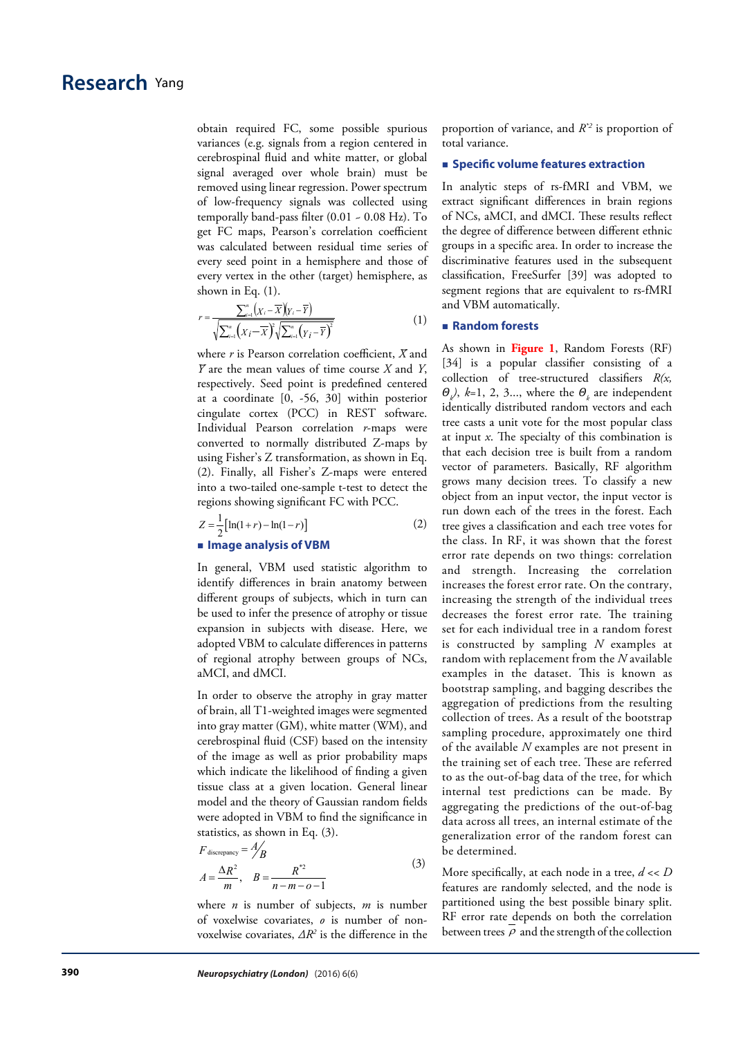obtain required FC, some possible spurious variances (e.g. signals from a region centered in cerebrospinal fluid and white matter, or global signal averaged over whole brain) must be removed using linear regression. Power spectrum of low-frequency signals was collected using temporally band-pass filter (0.01 - 0.08 Hz). To get FC maps, Pearson's correlation coefficient was calculated between residual time series of every seed point in a hemisphere and those of every vertex in the other (target) hemisphere, as shown in Eq. (1).

$$r = \frac{\sum_{i=1}^{n}\left(X_i - \overline{X}\right)\left(Y_i - \overline{Y}\right)}{\sqrt{\sum_{i=1}^{n}\left(X_i - \overline{X}\right)^2}\sqrt{\sum_{i=1}^{n}\left(Y_i - \overline{Y}\right)^2}} \qquad (1)$$

where $r$ is Pearson correlation coefficient, $\overline{X}$ and $\overline{Y}$ are the mean values of time course $X$ and $Y$, respectively. Seed point is predefined centered at a coordinate [0, -56, 30] within posterior cingulate cortex (PCC) in REST software. Individual Pearson correlation $r$-maps were converted to normally distributed Z-maps by using Fisher's Z transformation, as shown in Eq. (2). Finally, all Fisher's Z-maps were entered into a two-tailed one-sample t-test to detect the regions showing significant FC with PCC.

$$Z = \frac{1}{2}\left[\ln(1+r) - \ln(1-r)\right] \qquad (2)$$

## Image analysis of VBM

In general, VBM used statistic algorithm to identify differences in brain anatomy between different groups of subjects, which in turn can be used to infer the presence of atrophy or tissue expansion in subjects with disease. Here, we adopted VBM to calculate differences in patterns of regional atrophy between groups of NCs, aMCI, and dMCI.

In order to observe the atrophy in gray matter of brain, all T1-weighted images were segmented into gray matter (GM), white matter (WM), and cerebrospinal fluid (CSF) based on the intensity of the image as well as prior probability maps which indicate the likelihood of finding a given tissue class at a given location. General linear model and the theory of Gaussian random fields were adopted in VBM to find the significance in statistics, as shown in Eq. (3).

$$F_{\text{discrepancy}} = {}^{A}\!/_{B}$$
$$A = \frac{\Delta R^2}{m}, \quad B = \frac{R^{*2}}{n-m-o-1} \qquad (3)$$

where $n$ is number of subjects, $m$ is number of voxelwise covariates, $o$ is number of non-voxelwise covariates, $\Delta R^2$ is the difference in the proportion of variance, and $R^{*2}$ is proportion of total variance.

## Specific volume features extraction

In analytic steps of rs-fMRI and VBM, we extract significant differences in brain regions of NCs, aMCI, and dMCI. These results reflect the degree of difference between different ethnic groups in a specific area. In order to increase the discriminative features used in the subsequent classification, FreeSurfer [39] was adopted to segment regions that are equivalent to rs-fMRI and VBM automatically.

## Random forests

As shown in **Figure 1**, Random Forests (RF) [34] is a popular classifier consisting of a collection of tree-structured classifiers $R(x, \Theta_k)$, $k$=1, 2, 3..., where the $\Theta_k$ are independent identically distributed random vectors and each tree casts a unit vote for the most popular class at input $x$. The specialty of this combination is that each decision tree is built from a random vector of parameters. Basically, RF algorithm grows many decision trees. To classify a new object from an input vector, the input vector is run down each of the trees in the forest. Each tree gives a classification and each tree votes for the class. In RF, it was shown that the forest error rate depends on two things: correlation and strength. Increasing the correlation increases the forest error rate. On the contrary, increasing the strength of the individual trees decreases the forest error rate. The training set for each individual tree in a random forest is constructed by sampling $N$ examples at random with replacement from the $N$ available examples in the dataset. This is known as bootstrap sampling, and bagging describes the aggregation of predictions from the resulting collection of trees. As a result of the bootstrap sampling procedure, approximately one third of the available $N$ examples are not present in the training set of each tree. These are referred to as the out-of-bag data of the tree, for which internal test predictions can be made. By aggregating the predictions of the out-of-bag data across all trees, an internal estimate of the generalization error of the random forest can be determined.

More specifically, at each node in a tree, $d << D$ features are randomly selected, and the node is partitioned using the best possible binary split. RF error rate depends on both the correlation between trees $\overline{\rho}$ and the strength of the collection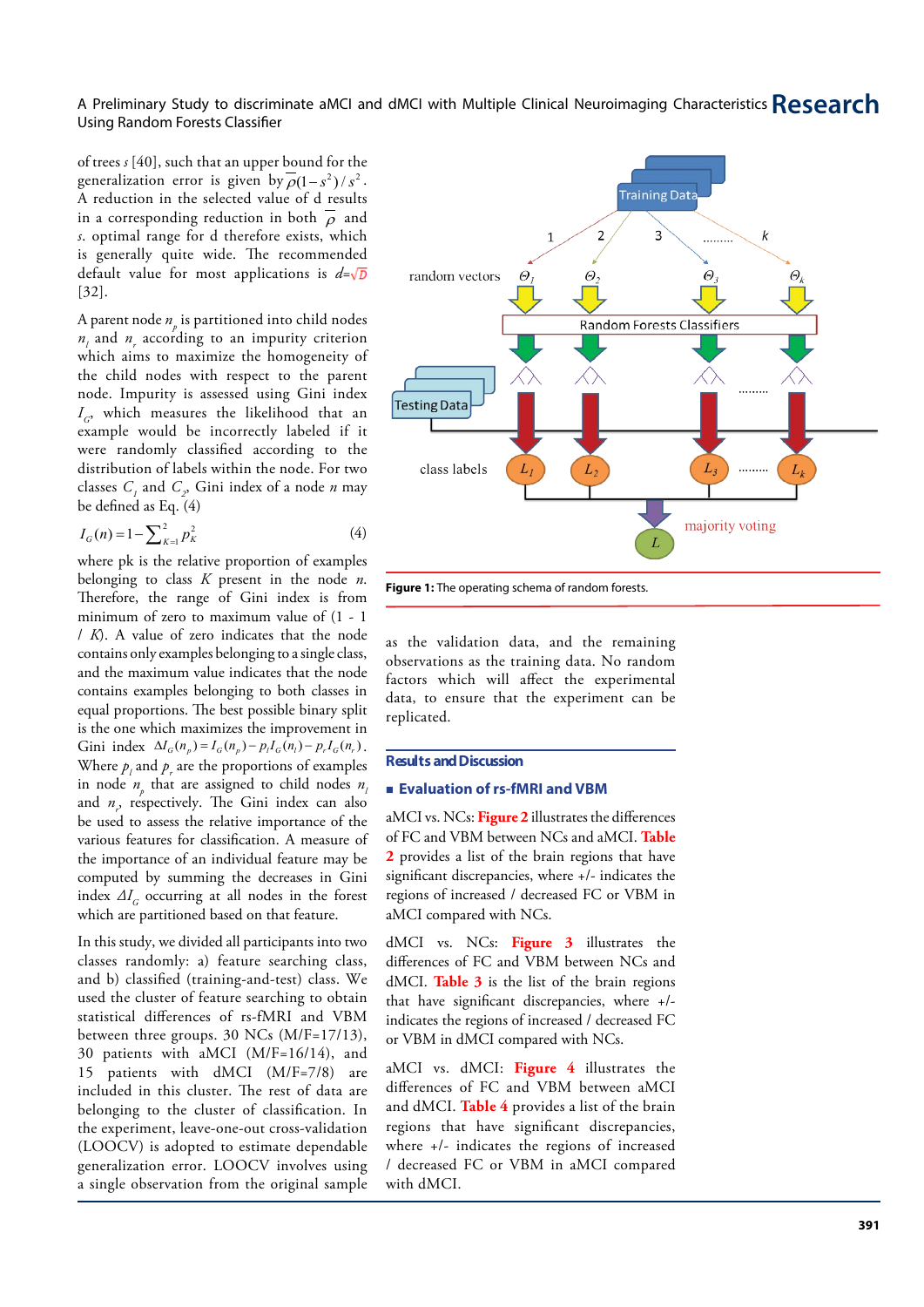of trees $s$ [40], such that an upper bound for the generalization error is given by $\overline{\rho}(1-s^2)/s^2$. A reduction in the selected value of d results in a corresponding reduction in both $\overline{\rho}$ and $s$. optimal range for d therefore exists, which is generally quite wide. The recommended default value for most applications is $d=\sqrt{D}$ [32].

A parent node $n_p$ is partitioned into child nodes $n_l$ and $n_r$ according to an impurity criterion which aims to maximize the homogeneity of the child nodes with respect to the parent node. Impurity is assessed using Gini index $I_G$, which measures the likelihood that an example would be incorrectly labeled if it were randomly classified according to the distribution of labels within the node. For two classes $C_1$ and $C_2$, Gini index of a node $n$ may be defined as Eq. (4)

$$I_G(n) = 1 - \sum\nolimits_{K=1}^{2} p_K^2 \qquad (4)$$

where pk is the relative proportion of examples belonging to class $K$ present in the node $n$. Therefore, the range of Gini index is from minimum of zero to maximum value of (1 - 1 / $K$). A value of zero indicates that the node contains only examples belonging to a single class, and the maximum value indicates that the node contains examples belonging to both classes in equal proportions. The best possible binary split is the one which maximizes the improvement in Gini index $\Delta I_G(n_p) = I_G(n_p) - p_l I_G(n_l) - p_r I_G(n_r)$. Where $p_l$ and $p_r$ are the proportions of examples in node $n_p$ that are assigned to child nodes $n_l$ and $n_r$, respectively. The Gini index can also be used to assess the relative importance of the various features for classification. A measure of the importance of an individual feature may be computed by summing the decreases in Gini index $\Delta I_G$ occurring at all nodes in the forest which are partitioned based on that feature.

In this study, we divided all participants into two classes randomly: a) feature searching class, and b) classified (training-and-test) class. We used the cluster of feature searching to obtain statistical differences of rs-fMRI and VBM between three groups. 30 NCs (M/F=17/13), 30 patients with aMCI (M/F=16/14), and 15 patients with dMCI (M/F=7/8) are included in this cluster. The rest of data are belonging to the cluster of classification. In the experiment, leave-one-out cross-validation (LOOCV) is adopted to estimate dependable generalization error. LOOCV involves using a single observation from the original sample as the validation data, and the remaining observations as the training data. No random factors which will affect the experimental data, to ensure that the experiment can be replicated.

**Figure 1:** The operating schema of random forests.

## Results and Discussion

### Evaluation of rs-fMRI and VBM

aMCI vs. NCs: Figure 2 illustrates the differences of FC and VBM between NCs and aMCI. Table 2 provides a list of the brain regions that have significant discrepancies, where +/- indicates the regions of increased / decreased FC or VBM in aMCI compared with NCs.

dMCI vs. NCs: Figure 3 illustrates the differences of FC and VBM between NCs and dMCI. Table 3 is the list of the brain regions that have significant discrepancies, where +/- indicates the regions of increased / decreased FC or VBM in dMCI compared with NCs.

aMCI vs. dMCI: Figure 4 illustrates the differences of FC and VBM between aMCI and dMCI. Table 4 provides a list of the brain regions that have significant discrepancies, where +/- indicates the regions of increased / decreased FC or VBM in aMCI compared with dMCI.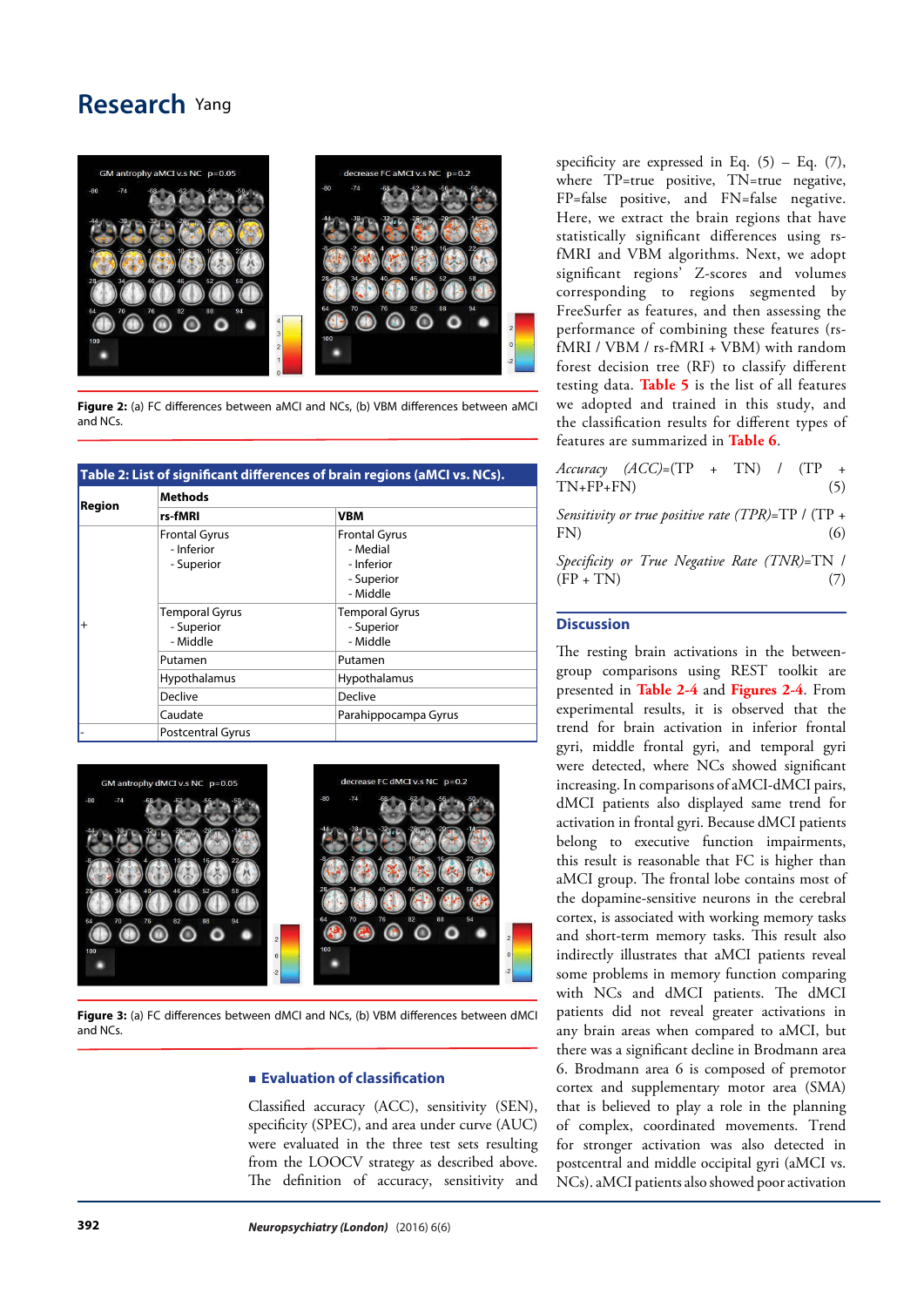Figure 2: (a) FC differences between aMCI and NCs, (b) VBM differences between aMCI and NCs.

**Table 2: List of significant differences of brain regions (aMCI vs. NCs).**

| Region | Methods | |
|---|---|---|
| | rs-fMRI | VBM |
| + | Frontal Gyrus<br>- Inferior<br>- Superior | Frontal Gyrus<br>- Medial<br>- Inferior<br>- Superior<br>- Middle |
| | Temporal Gyrus<br>- Superior<br>- Middle | Temporal Gyrus<br>- Superior<br>- Middle |
| | Putamen | Putamen |
| | Hypothalamus | Hypothalamus |
| | Declive | Declive |
| | Caudate | Parahippocampa Gyrus |
| - | Postcentral Gyrus | |

Figure 3: (a) FC differences between dMCI and NCs, (b) VBM differences between dMCI and NCs.

## Evaluation of classification

Classified accuracy (ACC), sensitivity (SEN), specificity (SPEC), and area under curve (AUC) were evaluated in the three test sets resulting from the LOOCV strategy as described above. The definition of accuracy, sensitivity and specificity are expressed in Eq. (5) – Eq. (7), where TP=true positive, TN=true negative, FP=false positive, and FN=false negative. Here, we extract the brain regions that have statistically significant differences using rs-fMRI and VBM algorithms. Next, we adopt significant regions' Z-scores and volumes corresponding to regions segmented by FreeSurfer as features, and then assessing the performance of combining these features (rs-fMRI / VBM / rs-fMRI + VBM) with random forest decision tree (RF) to classify different testing data. Table 5 is the list of all features we adopted and trained in this study, and the classification results for different types of features are summarized in Table 6.

*Accuracy (ACC)*=(TP + TN) / (TP + TN+FP+FN) (5)

*Sensitivity or true positive rate (TPR)*=TP / (TP + FN) (6)

*Specificity or True Negative Rate (TNR)*=TN / (FP + TN) (7)

## Discussion

The resting brain activations in the between-group comparisons using REST toolkit are presented in Table 2-4 and Figures 2-4. From experimental results, it is observed that the trend for brain activation in inferior frontal gyri, middle frontal gyri, and temporal gyri were detected, where NCs showed significant increasing. In comparisons of aMCI-dMCI pairs, dMCI patients also displayed same trend for activation in frontal gyri. Because dMCI patients belong to executive function impairments, this result is reasonable that FC is higher than aMCI group. The frontal lobe contains most of the dopamine-sensitive neurons in the cerebral cortex, is associated with working memory tasks and short-term memory tasks. This result also indirectly illustrates that aMCI patients reveal some problems in memory function comparing with NCs and dMCI patients. The dMCI patients did not reveal greater activations in any brain areas when compared to aMCI, but there was a significant decline in Brodmann area 6. Brodmann area 6 is composed of premotor cortex and supplementary motor area (SMA) that is believed to play a role in the planning of complex, coordinated movements. Trend for stronger activation was also detected in postcentral and middle occipital gyri (aMCI vs. NCs). aMCI patients also showed poor activation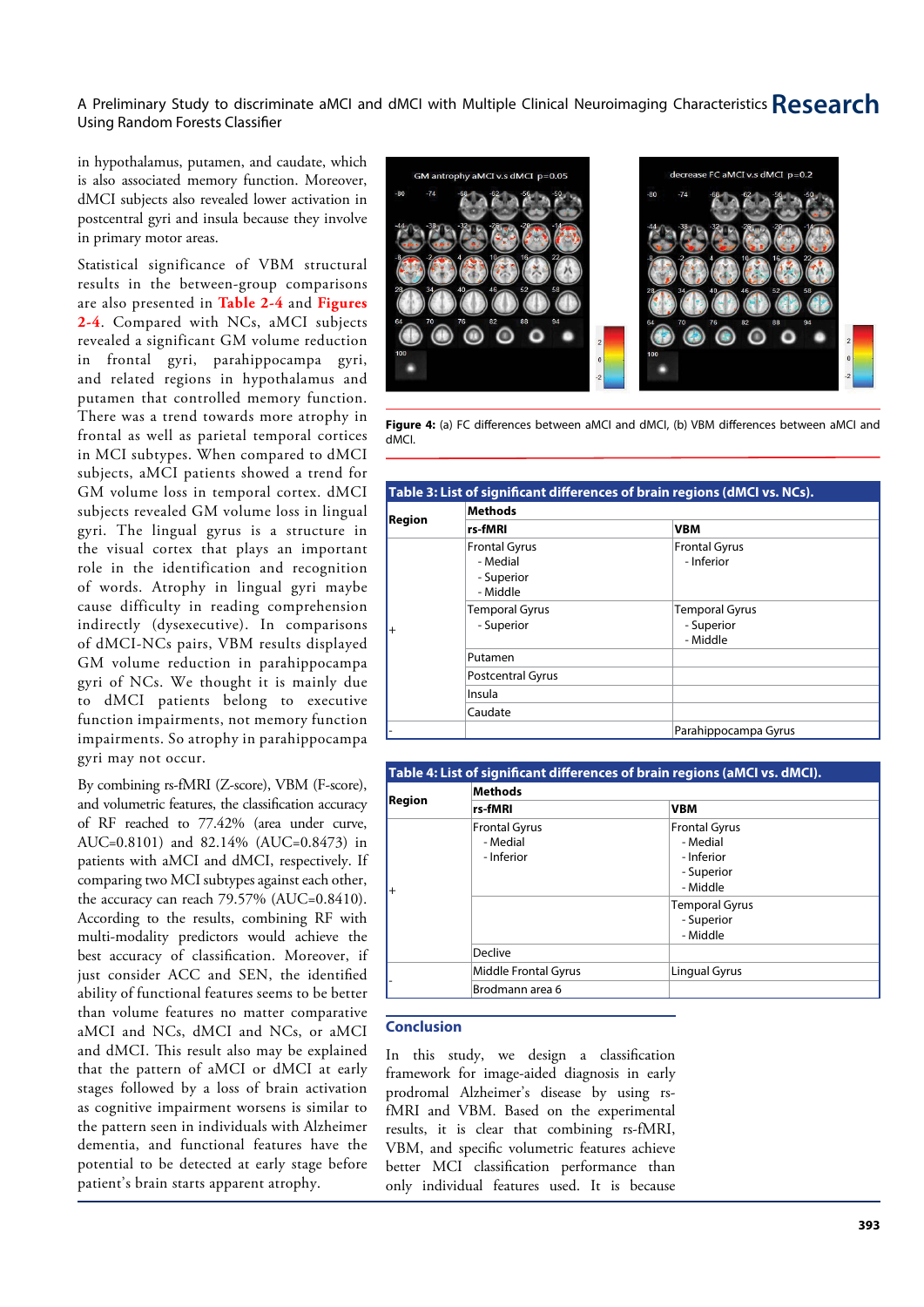in hypothalamus, putamen, and caudate, which is also associated memory function. Moreover, dMCI subjects also revealed lower activation in postcentral gyri and insula because they involve in primary motor areas.

Statistical significance of VBM structural results in the between-group comparisons are also presented in Table 2-4 and Figures 2-4. Compared with NCs, aMCI subjects revealed a significant GM volume reduction in frontal gyri, parahippocampa gyri, and related regions in hypothalamus and putamen that controlled memory function. There was a trend towards more atrophy in frontal as well as parietal temporal cortices in MCI subtypes. When compared to dMCI subjects, aMCI patients showed a trend for GM volume loss in temporal cortex. dMCI subjects revealed GM volume loss in lingual gyri. The lingual gyrus is a structure in the visual cortex that plays an important role in the identification and recognition of words. Atrophy in lingual gyri maybe cause difficulty in reading comprehension indirectly (dysexecutive). In comparisons of dMCI-NCs pairs, VBM results displayed GM volume reduction in parahippocampa gyri of NCs. We thought it is mainly due to dMCI patients belong to executive function impairments, not memory function impairments. So atrophy in parahippocampa gyri may not occur.

By combining rs-fMRI (Z-score), VBM (F-score), and volumetric features, the classification accuracy of RF reached to 77.42% (area under curve, AUC=0.8101) and 82.14% (AUC=0.8473) in patients with aMCI and dMCI, respectively. If comparing two MCI subtypes against each other, the accuracy can reach 79.57% (AUC=0.8410). According to the results, combining RF with multi-modality predictors would achieve the best accuracy of classification. Moreover, if just consider ACC and SEN, the identified ability of functional features seems to be better than volume features no matter comparative aMCI and NCs, dMCI and NCs, or aMCI and dMCI. This result also may be explained that the pattern of aMCI or dMCI at early stages followed by a loss of brain activation as cognitive impairment worsens is similar to the pattern seen in individuals with Alzheimer dementia, and functional features have the potential to be detected at early stage before patient's brain starts apparent atrophy.

**Figure 4:** (a) FC differences between aMCI and dMCI, (b) VBM differences between aMCI and dMCI.

**Table 3: List of significant differences of brain regions (dMCI vs. NCs).**

| Region | Methods | |
|---|---|---|
| | rs-fMRI | VBM |
| + | Frontal Gyrus<br>- Medial<br>- Superior<br>- Middle | Frontal Gyrus<br>- Inferior |
| | Temporal Gyrus<br>- Superior | Temporal Gyrus<br>- Superior<br>- Middle |
| | Putamen | |
| | Postcentral Gyrus | |
| | Insula | |
| | Caudate | |
| - | | Parahippocampa Gyrus |

**Table 4: List of significant differences of brain regions (aMCI vs. dMCI).**

| Region | Methods | |
|---|---|---|
| | rs-fMRI | VBM |
| + | Frontal Gyrus<br>- Medial<br>- Inferior | Frontal Gyrus<br>- Medial<br>- Inferior<br>- Superior<br>- Middle |
| | | Temporal Gyrus<br>- Superior<br>- Middle |
| | Declive | |
| - | Middle Frontal Gyrus | Lingual Gyrus |
| | Brodmann area 6 | |

## Conclusion

In this study, we design a classification framework for image-aided diagnosis in early prodromal Alzheimer's disease by using rs-fMRI and VBM. Based on the experimental results, it is clear that combining rs-fMRI, VBM, and specific volumetric features achieve better MCI classification performance than only individual features used. It is because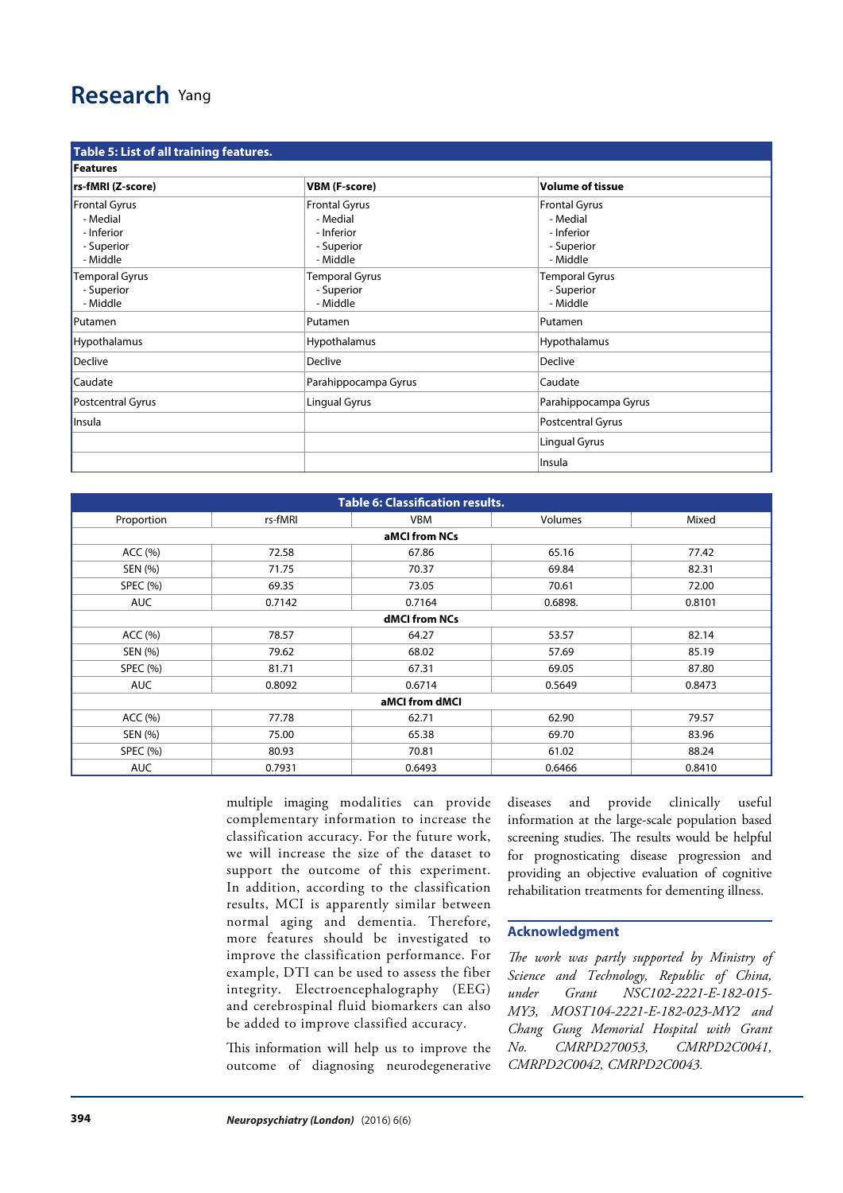**Table 5: List of all training features.**

| Features | | |
|---|---|---|
| **rs-fMRI (Z-score)** | **VBM (F-score)** | **Volume of tissue** |
| Frontal Gyrus<br>- Medial<br>- Inferior<br>- Superior<br>- Middle | Frontal Gyrus<br>- Medial<br>- Inferior<br>- Superior<br>- Middle | Frontal Gyrus<br>- Medial<br>- Inferior<br>- Superior<br>- Middle |
| Temporal Gyrus<br>- Superior<br>- Middle | Temporal Gyrus<br>- Superior<br>- Middle | Temporal Gyrus<br>- Superior<br>- Middle |
| Putamen | Putamen | Putamen |
| Hypothalamus | Hypothalamus | Hypothalamus |
| Declive | Declive | Declive |
| Caudate | Parahippocampa Gyrus | Caudate |
| Postcentral Gyrus | Lingual Gyrus | Parahippocampa Gyrus |
| Insula | | Postcentral Gyrus |
| | | Lingual Gyrus |
| | | Insula |

**Table 6: Classification results.**

| Proportion | rs-fMRI | VBM | Volumes | Mixed |
|---|---|---|---|---|
| | | **aMCI from NCs** | | |
| ACC (%) | 72.58 | 67.86 | 65.16 | 77.42 |
| SEN (%) | 71.75 | 70.37 | 69.84 | 82.31 |
| SPEC (%) | 69.35 | 73.05 | 70.61 | 72.00 |
| AUC | 0.7142 | 0.7164 | 0.6898. | 0.8101 |
| | | **dMCI from NCs** | | |
| ACC (%) | 78.57 | 64.27 | 53.57 | 82.14 |
| SEN (%) | 79.62 | 68.02 | 57.69 | 85.19 |
| SPEC (%) | 81.71 | 67.31 | 69.05 | 87.80 |
| AUC | 0.8092 | 0.6714 | 0.5649 | 0.8473 |
| | | **aMCI from dMCI** | | |
| ACC (%) | 77.78 | 62.71 | 62.90 | 79.57 |
| SEN (%) | 75.00 | 65.38 | 69.70 | 83.96 |
| SPEC (%) | 80.93 | 70.81 | 61.02 | 88.24 |
| AUC | 0.7931 | 0.6493 | 0.6466 | 0.8410 |

multiple imaging modalities can provide complementary information to increase the classification accuracy. For the future work, we will increase the size of the dataset to support the outcome of this experiment. In addition, according to the classification results, MCI is apparently similar between normal aging and dementia. Therefore, more features should be investigated to improve the classification performance. For example, DTI can be used to assess the fiber integrity. Electroencephalography (EEG) and cerebrospinal fluid biomarkers can also be added to improve classified accuracy.

This information will help us to improve the outcome of diagnosing neurodegenerative diseases and provide clinically useful information at the large-scale population based screening studies. The results would be helpful for prognosticating disease progression and providing an objective evaluation of cognitive rehabilitation treatments for dementing illness.

## Acknowledgment

*The work was partly supported by Ministry of Science and Technology, Republic of China, under Grant NSC102-2221-E-182-015-MY3, MOST104-2221-E-182-023-MY2 and Chang Gung Memorial Hospital with Grant No. CMRPD270053, CMRPD2C0041, CMRPD2C0042, CMRPD2C0043.*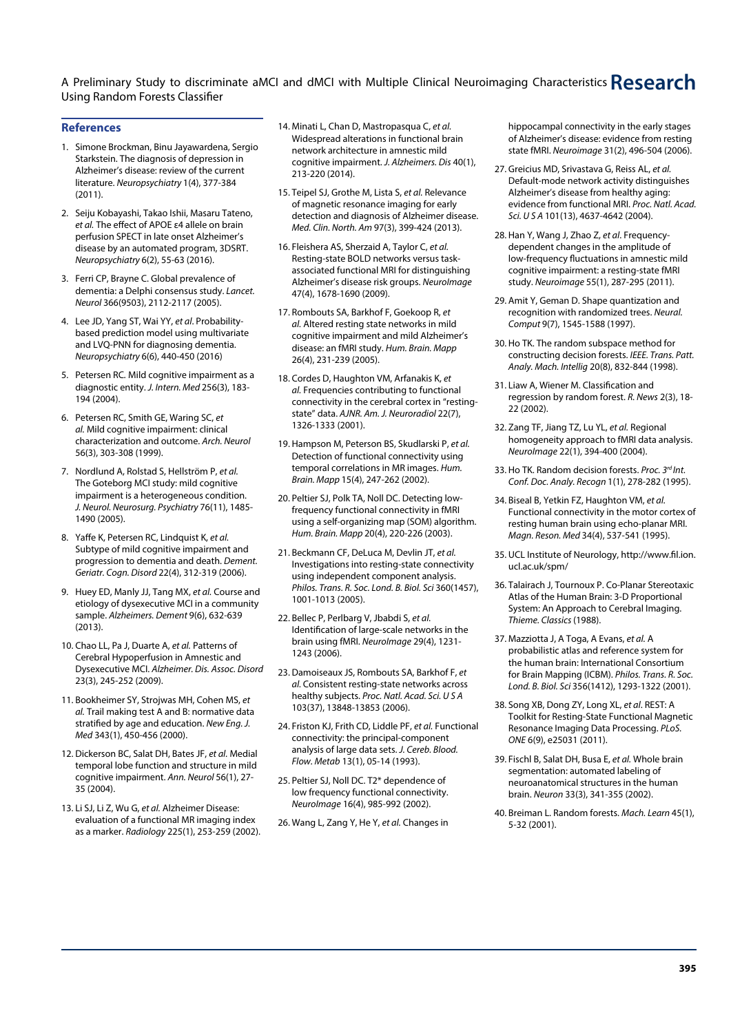## References

1. Simone Brockman, Binu Jayawardena, Sergio Starkstein. The diagnosis of depression in Alzheimer's disease: review of the current literature. *Neuropsychiatry* 1(4), 377-384 (2011).

2. Seiju Kobayashi, Takao Ishii, Masaru Tateno, *et al.* The effect of APOE ε4 allele on brain perfusion SPECT in late onset Alzheimer's disease by an automated program, 3DSRT. *Neuropsychiatry* 6(2), 55-63 (2016).

3. Ferri CP, Brayne C. Global prevalence of dementia: a Delphi consensus study. *Lancet. Neurol* 366(9503), 2112-2117 (2005).

4. Lee JD, Yang ST, Wai YY, *et al.* Probability-based prediction model using multivariate and LVQ-PNN for diagnosing dementia. *Neuropsychiatry* 6(6), 440-450 (2016)

5. Petersen RC. Mild cognitive impairment as a diagnostic entity. *J. Intern. Med* 256(3), 183-194 (2004).

6. Petersen RC, Smith GE, Waring SC, *et al.* Mild cognitive impairment: clinical characterization and outcome. *Arch. Neurol* 56(3), 303-308 (1999).

7. Nordlund A, Rolstad S, Hellström P, *et al.* The Goteborg MCI study: mild cognitive impairment is a heterogeneous condition. *J. Neurol. Neurosurg. Psychiatry* 76(11), 1485-1490 (2005).

8. Yaffe K, Petersen RC, Lindquist K, *et al.* Subtype of mild cognitive impairment and progression to dementia and death. *Dement. Geriatr. Cogn. Disord* 22(4), 312-319 (2006).

9. Huey ED, Manly JJ, Tang MX, *et al.* Course and etiology of dysexecutive MCI in a community sample. *Alzheimers. Dement* 9(6), 632-639 (2013).

10. Chao LL, Pa J, Duarte A, *et al.* Patterns of Cerebral Hypoperfusion in Amnestic and Dysexecutive MCI. *Alzheimer. Dis. Assoc. Disord* 23(3), 245-252 (2009).

11. Bookheimer SY, Strojwas MH, Cohen MS, *et al.* Trail making test A and B: normative data stratified by age and education. *New Eng. J. Med* 343(1), 450-456 (2000).

12. Dickerson BC, Salat DH, Bates JF, *et al.* Medial temporal lobe function and structure in mild cognitive impairment. *Ann. Neurol* 56(1), 27-35 (2004).

13. Li SJ, Li Z, Wu G, *et al.* Alzheimer Disease: evaluation of a functional MR imaging index as a marker. *Radiology* 225(1), 253-259 (2002).

14. Minati L, Chan D, Mastropasqua C, *et al.* Widespread alterations in functional brain network architecture in amnestic mild cognitive impairment. *J. Alzheimers. Dis* 40(1), 213-220 (2014).

15. Teipel SJ, Grothe M, Lista S, *et al.* Relevance of magnetic resonance imaging for early detection and diagnosis of Alzheimer disease. *Med. Clin. North. Am* 97(3), 399-424 (2013).

16. Fleishera AS, Sherzaid A, Taylor C, *et al.* Resting-state BOLD networks versus task-associated functional MRI for distinguishing Alzheimer's disease risk groups. *NeuroImage* 47(4), 1678-1690 (2009).

17. Rombouts SA, Barkhof F, Goekoop R, *et al.* Altered resting state networks in mild cognitive impairment and mild Alzheimer's disease: an fMRI study. *Hum. Brain. Mapp* 26(4), 231-239 (2005).

18. Cordes D, Haughton VM, Arfanakis K, *et al.* Frequencies contributing to functional connectivity in the cerebral cortex in "resting-state" data. *AJNR. Am. J. Neuroradiol* 22(7), 1326-1333 (2001).

19. Hampson M, Peterson BS, Skudlarski P, *et al.* Detection of functional connectivity using temporal correlations in MR images. *Hum. Brain. Mapp* 15(4), 247-262 (2002).

20. Peltier SJ, Polk TA, Noll DC. Detecting low-frequency functional connectivity in fMRI using a self-organizing map (SOM) algorithm. *Hum. Brain. Mapp* 20(4), 220-226 (2003).

21. Beckmann CF, DeLuca M, Devlin JT, *et al.* Investigations into resting-state connectivity using independent component analysis. *Philos. Trans. R. Soc. Lond. B. Biol. Sci* 360(1457), 1001-1013 (2005).

22. Bellec P, Perlbarg V, Jbabdi S, *et al.* Identification of large-scale networks in the brain using fMRI. *NeuroImage* 29(4), 1231-1243 (2006).

23. Damoiseaux JS, Rombouts SA, Barkhof F, *et al.* Consistent resting-state networks across healthy subjects. *Proc. Natl. Acad. Sci. U S A* 103(37), 13848-13853 (2006).

24. Friston KJ, Frith CD, Liddle PF, *et al.* Functional connectivity: the principal-component analysis of large data sets. *J. Cereb. Blood. Flow. Metab* 13(1), 05-14 (1993).

25. Peltier SJ, Noll DC. T2* dependence of low frequency functional connectivity. *NeuroImage* 16(4), 985-992 (2002).

26. Wang L, Zang Y, He Y, *et al.* Changes in hippocampal connectivity in the early stages of Alzheimer's disease: evidence from resting state fMRI. *Neuroimage* 31(2), 496-504 (2006).

27. Greicius MD, Srivastava G, Reiss AL, *et al.* Default-mode network activity distinguishes Alzheimer's disease from healthy aging: evidence from functional MRI. *Proc. Natl. Acad. Sci. U S A* 101(13), 4637-4642 (2004).

28. Han Y, Wang J, Zhao Z, *et al.* Frequency-dependent changes in the amplitude of low-frequency fluctuations in amnestic mild cognitive impairment: a resting-state fMRI study. *Neuroimage* 55(1), 287-295 (2011).

29. Amit Y, Geman D. Shape quantization and recognition with randomized trees. *Neural. Comput* 9(7), 1545-1588 (1997).

30. Ho TK. The random subspace method for constructing decision forests. *IEEE. Trans. Patt. Analy. Mach. Intellig* 20(8), 832-844 (1998).

31. Liaw A, Wiener M. Classification and regression by random forest. *R. News* 2(3), 18-22 (2002).

32. Zang TF, Jiang TZ, Lu YL, *et al.* Regional homogeneity approach to fMRI data analysis. *NeuroImage* 22(1), 394-400 (2004).

33. Ho TK. Random decision forests. *Proc. 3rd Int. Conf. Doc. Analy. Recogn* 1(1), 278-282 (1995).

34. Biseal B, Yetkin FZ, Haughton VM, *et al.* Functional connectivity in the motor cortex of resting human brain using echo-planar MRI. *Magn. Reson. Med* 34(4), 537-541 (1995).

35. UCL Institute of Neurology, http://www.fil.ion.ucl.ac.uk/spm/

36. Talairach J, Tournoux P. Co-Planar Stereotaxic Atlas of the Human Brain: 3-D Proportional System: An Approach to Cerebral Imaging. *Thieme. Classics* (1988).

37. Mazziotta J, A Toga, A Evans, *et al.* A probabilistic atlas and reference system for the human brain: International Consortium for Brain Mapping (ICBM). *Philos. Trans. R. Soc. Lond. B. Biol. Sci* 356(1412), 1293-1322 (2001).

38. Song XB, Dong ZY, Long XL, *et al.* REST: A Toolkit for Resting-State Functional Magnetic Resonance Imaging Data Processing. *PLoS. ONE* 6(9), e25031 (2011).

39. Fischl B, Salat DH, Busa E, *et al.* Whole brain segmentation: automated labeling of neuroanatomical structures in the human brain. *Neuron* 33(3), 341-355 (2002).

40. Breiman L. Random forests. *Mach. Learn* 45(1), 5-32 (2001).